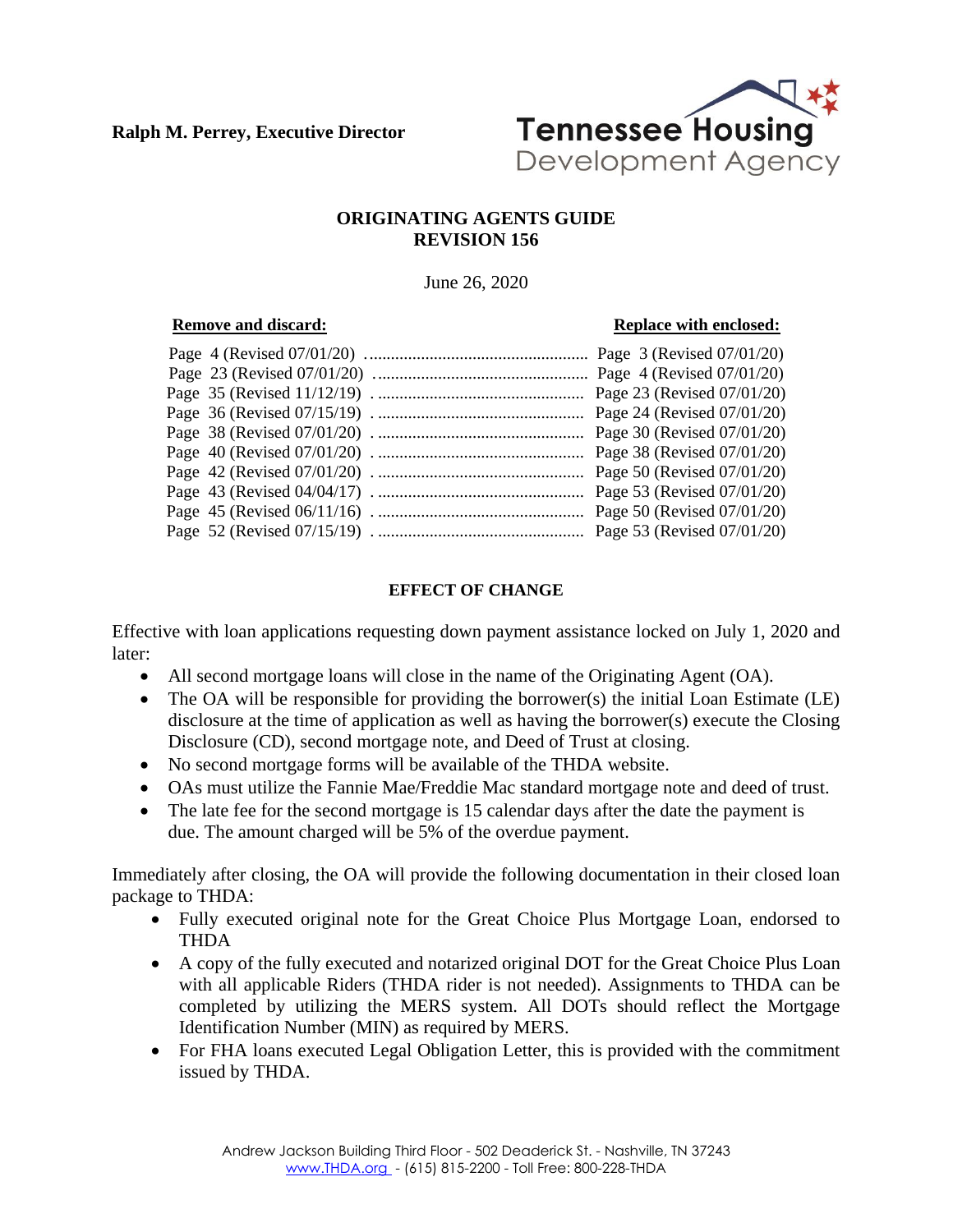**Ralph M. Perrey, Executive Director**

Tennessee Housing Development Agency

**ORIGINATING AGENTS GUIDE**
**REVISION 156**

June 26, 2020

| **Remove and discard:** | **Replace with enclosed:** |
|---|---|
| Page 4 (Revised 07/01/20) | Page 3 (Revised 07/01/20) |
| Page 23 (Revised 07/01/20) | Page 4 (Revised 07/01/20) |
| Page 35 (Revised 11/12/19) | Page 23 (Revised 07/01/20) |
| Page 36 (Revised 07/15/19) | Page 24 (Revised 07/01/20) |
| Page 38 (Revised 07/01/20) | Page 30 (Revised 07/01/20) |
| Page 40 (Revised 07/01/20) | Page 38 (Revised 07/01/20) |
| Page 42 (Revised 07/01/20) | Page 50 (Revised 07/01/20) |
| Page 43 (Revised 04/04/17) | Page 53 (Revised 07/01/20) |
| Page 45 (Revised 06/11/16) | Page 50 (Revised 07/01/20) |
| Page 52 (Revised 07/15/19) | Page 53 (Revised 07/01/20) |

**EFFECT OF CHANGE**

Effective with loan applications requesting down payment assistance locked on July 1, 2020 and later:

- All second mortgage loans will close in the name of the Originating Agent (OA).
- The OA will be responsible for providing the borrower(s) the initial Loan Estimate (LE) disclosure at the time of application as well as having the borrower(s) execute the Closing Disclosure (CD), second mortgage note, and Deed of Trust at closing.
- No second mortgage forms will be available of the THDA website.
- OAs must utilize the Fannie Mae/Freddie Mac standard mortgage note and deed of trust.
- The late fee for the second mortgage is 15 calendar days after the date the payment is due. The amount charged will be 5% of the overdue payment.

Immediately after closing, the OA will provide the following documentation in their closed loan package to THDA:

- Fully executed original note for the Great Choice Plus Mortgage Loan, endorsed to THDA
- A copy of the fully executed and notarized original DOT for the Great Choice Plus Loan with all applicable Riders (THDA rider is not needed). Assignments to THDA can be completed by utilizing the MERS system. All DOTs should reflect the Mortgage Identification Number (MIN) as required by MERS.
- For FHA loans executed Legal Obligation Letter, this is provided with the commitment issued by THDA.

Andrew Jackson Building Third Floor - 502 Deaderick St. - Nashville, TN 37243
www.THDA.org - (615) 815-2200 - Toll Free: 800-228-THDA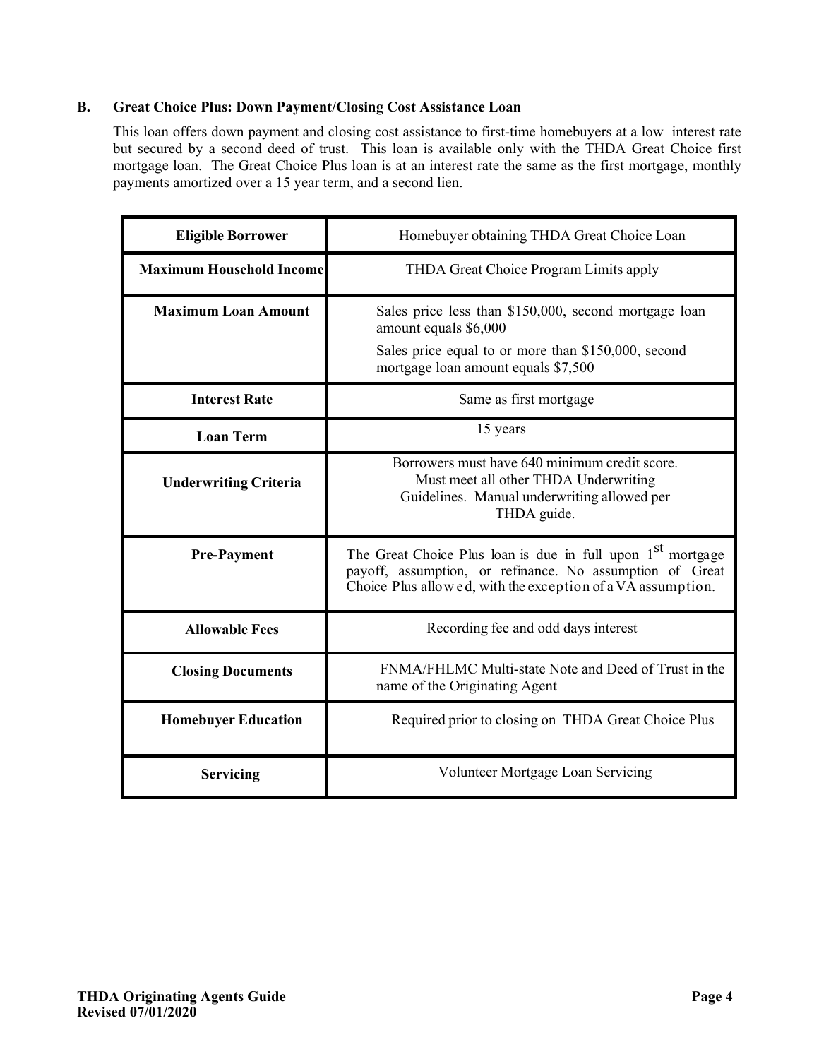## B. Great Choice Plus: Down Payment/Closing Cost Assistance Loan

This loan offers down payment and closing cost assistance to first-time homebuyers at a low interest rate but secured by a second deed of trust. This loan is available only with the THDA Great Choice first mortgage loan. The Great Choice Plus loan is at an interest rate the same as the first mortgage, monthly payments amortized over a 15 year term, and a second lien.

| **Eligible Borrower** | Homebuyer obtaining THDA Great Choice Loan |
|---|---|
| **Maximum Household Income** | THDA Great Choice Program Limits apply |
| **Maximum Loan Amount** | Sales price less than $150,000, second mortgage loan amount equals $6,000<br>Sales price equal to or more than $150,000, second mortgage loan amount equals $7,500 |
| **Interest Rate** | Same as first mortgage |
| **Loan Term** | 15 years |
| **Underwriting Criteria** | Borrowers must have 640 minimum credit score. Must meet all other THDA Underwriting Guidelines. Manual underwriting allowed per THDA guide. |
| **Pre-Payment** | The Great Choice Plus loan is due in full upon 1st mortgage payoff, assumption, or refinance. No assumption of Great Choice Plus allowed, with the exception of a VA assumption. |
| **Allowable Fees** | Recording fee and odd days interest |
| **Closing Documents** | FNMA/FHLMC Multi-state Note and Deed of Trust in the name of the Originating Agent |
| **Homebuyer Education** | Required prior to closing on THDA Great Choice Plus |
| **Servicing** | Volunteer Mortgage Loan Servicing |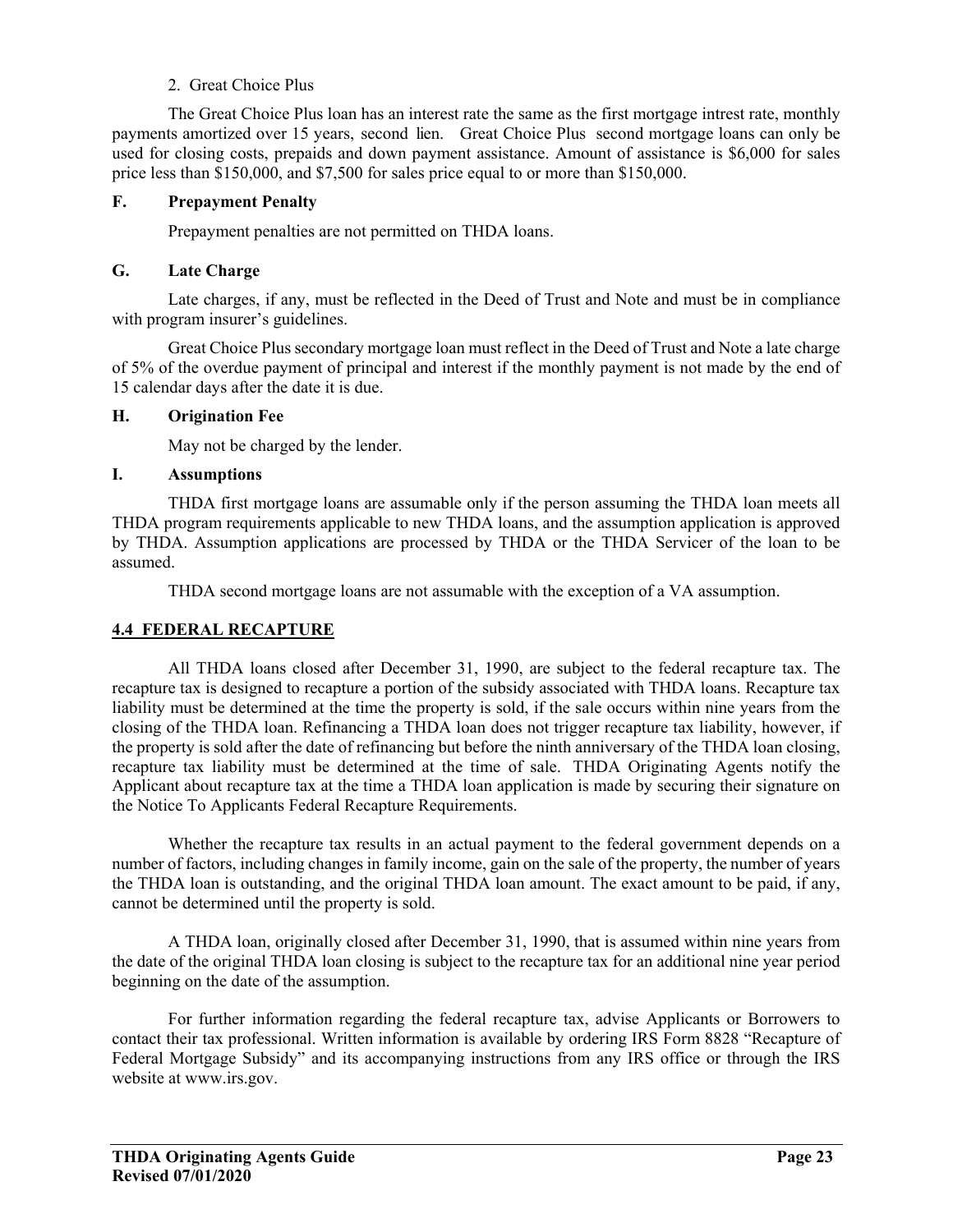2. Great Choice Plus

The Great Choice Plus loan has an interest rate the same as the first mortgage intrest rate, monthly payments amortized over 15 years, second lien. Great Choice Plus second mortgage loans can only be used for closing costs, prepaids and down payment assistance. Amount of assistance is $6,000 for sales price less than $150,000, and $7,500 for sales price equal to or more than $150,000.

**F. Prepayment Penalty**

Prepayment penalties are not permitted on THDA loans.

**G. Late Charge**

Late charges, if any, must be reflected in the Deed of Trust and Note and must be in compliance with program insurer's guidelines.

Great Choice Plus secondary mortgage loan must reflect in the Deed of Trust and Note a late charge of 5% of the overdue payment of principal and interest if the monthly payment is not made by the end of 15 calendar days after the date it is due.

**H. Origination Fee**

May not be charged by the lender.

**I. Assumptions**

THDA first mortgage loans are assumable only if the person assuming the THDA loan meets all THDA program requirements applicable to new THDA loans, and the assumption application is approved by THDA. Assumption applications are processed by THDA or the THDA Servicer of the loan to be assumed.

THDA second mortgage loans are not assumable with the exception of a VA assumption.

## 4.4 FEDERAL RECAPTURE

All THDA loans closed after December 31, 1990, are subject to the federal recapture tax. The recapture tax is designed to recapture a portion of the subsidy associated with THDA loans. Recapture tax liability must be determined at the time the property is sold, if the sale occurs within nine years from the closing of the THDA loan. Refinancing a THDA loan does not trigger recapture tax liability, however, if the property is sold after the date of refinancing but before the ninth anniversary of the THDA loan closing, recapture tax liability must be determined at the time of sale. THDA Originating Agents notify the Applicant about recapture tax at the time a THDA loan application is made by securing their signature on the Notice To Applicants Federal Recapture Requirements.

Whether the recapture tax results in an actual payment to the federal government depends on a number of factors, including changes in family income, gain on the sale of the property, the number of years the THDA loan is outstanding, and the original THDA loan amount. The exact amount to be paid, if any, cannot be determined until the property is sold.

A THDA loan, originally closed after December 31, 1990, that is assumed within nine years from the date of the original THDA loan closing is subject to the recapture tax for an additional nine year period beginning on the date of the assumption.

For further information regarding the federal recapture tax, advise Applicants or Borrowers to contact their tax professional. Written information is available by ordering IRS Form 8828 "Recapture of Federal Mortgage Subsidy" and its accompanying instructions from any IRS office or through the IRS website at www.irs.gov.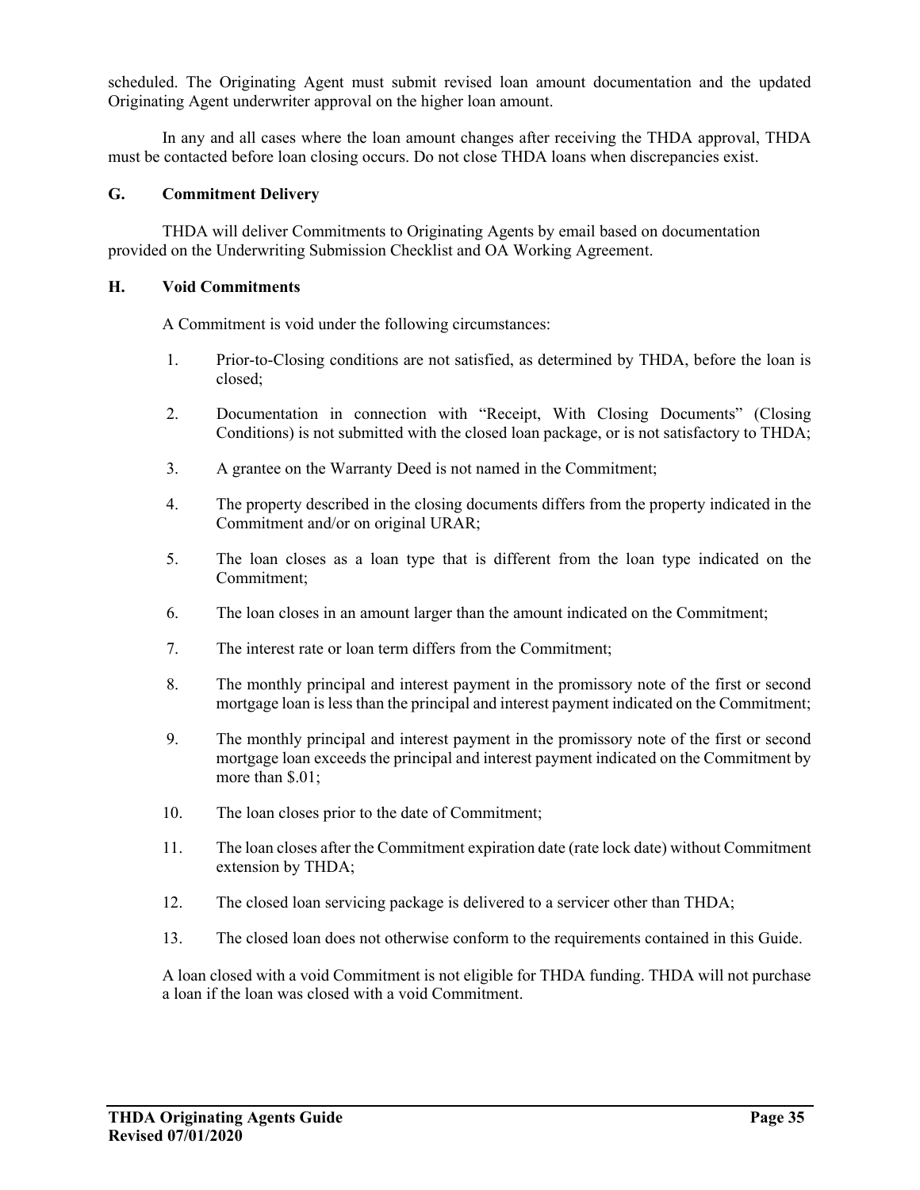scheduled. The Originating Agent must submit revised loan amount documentation and the updated Originating Agent underwriter approval on the higher loan amount.

In any and all cases where the loan amount changes after receiving the THDA approval, THDA must be contacted before loan closing occurs. Do not close THDA loans when discrepancies exist.

### G. Commitment Delivery

THDA will deliver Commitments to Originating Agents by email based on documentation provided on the Underwriting Submission Checklist and OA Working Agreement.

### H. Void Commitments

A Commitment is void under the following circumstances:

1. Prior-to-Closing conditions are not satisfied, as determined by THDA, before the loan is closed;
2. Documentation in connection with "Receipt, With Closing Documents" (Closing Conditions) is not submitted with the closed loan package, or is not satisfactory to THDA;
3. A grantee on the Warranty Deed is not named in the Commitment;
4. The property described in the closing documents differs from the property indicated in the Commitment and/or on original URAR;
5. The loan closes as a loan type that is different from the loan type indicated on the Commitment;
6. The loan closes in an amount larger than the amount indicated on the Commitment;
7. The interest rate or loan term differs from the Commitment;
8. The monthly principal and interest payment in the promissory note of the first or second mortgage loan is less than the principal and interest payment indicated on the Commitment;
9. The monthly principal and interest payment in the promissory note of the first or second mortgage loan exceeds the principal and interest payment indicated on the Commitment by more than $.01;
10. The loan closes prior to the date of Commitment;
11. The loan closes after the Commitment expiration date (rate lock date) without Commitment extension by THDA;
12. The closed loan servicing package is delivered to a servicer other than THDA;
13. The closed loan does not otherwise conform to the requirements contained in this Guide.

A loan closed with a void Commitment is not eligible for THDA funding. THDA will not purchase a loan if the loan was closed with a void Commitment.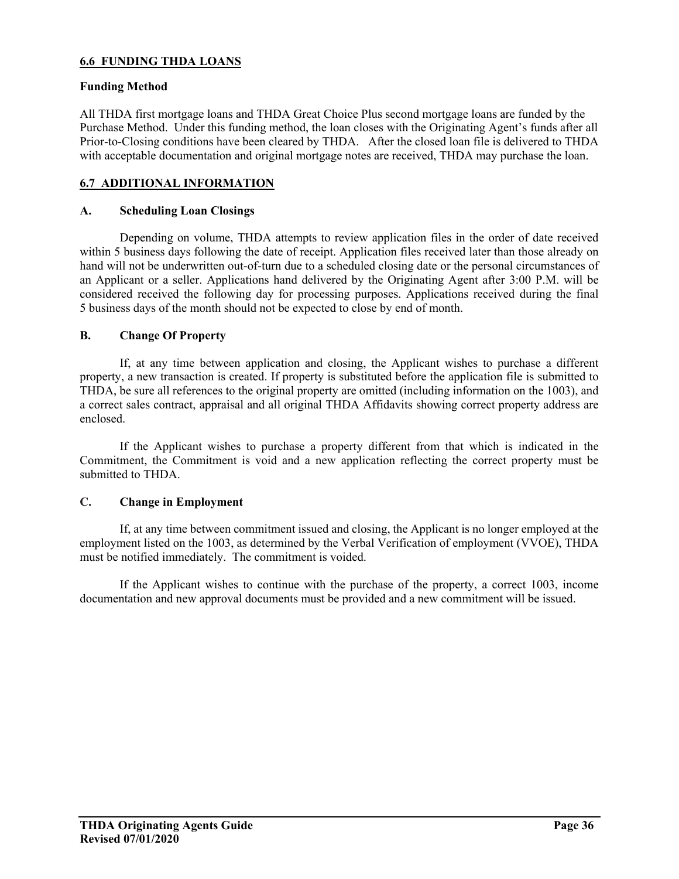## 6.6 FUNDING THDA LOANS

### Funding Method

All THDA first mortgage loans and THDA Great Choice Plus second mortgage loans are funded by the Purchase Method. Under this funding method, the loan closes with the Originating Agent's funds after all Prior-to-Closing conditions have been cleared by THDA. After the closed loan file is delivered to THDA with acceptable documentation and original mortgage notes are received, THDA may purchase the loan.

## 6.7 ADDITIONAL INFORMATION

### A. Scheduling Loan Closings

Depending on volume, THDA attempts to review application files in the order of date received within 5 business days following the date of receipt. Application files received later than those already on hand will not be underwritten out-of-turn due to a scheduled closing date or the personal circumstances of an Applicant or a seller. Applications hand delivered by the Originating Agent after 3:00 P.M. will be considered received the following day for processing purposes. Applications received during the final 5 business days of the month should not be expected to close by end of month.

### B. Change Of Property

If, at any time between application and closing, the Applicant wishes to purchase a different property, a new transaction is created. If property is substituted before the application file is submitted to THDA, be sure all references to the original property are omitted (including information on the 1003), and a correct sales contract, appraisal and all original THDA Affidavits showing correct property address are enclosed.

If the Applicant wishes to purchase a property different from that which is indicated in the Commitment, the Commitment is void and a new application reflecting the correct property must be submitted to THDA.

### C. Change in Employment

If, at any time between commitment issued and closing, the Applicant is no longer employed at the employment listed on the 1003, as determined by the Verbal Verification of employment (VVOE), THDA must be notified immediately. The commitment is voided.

If the Applicant wishes to continue with the purchase of the property, a correct 1003, income documentation and new approval documents must be provided and a new commitment will be issued.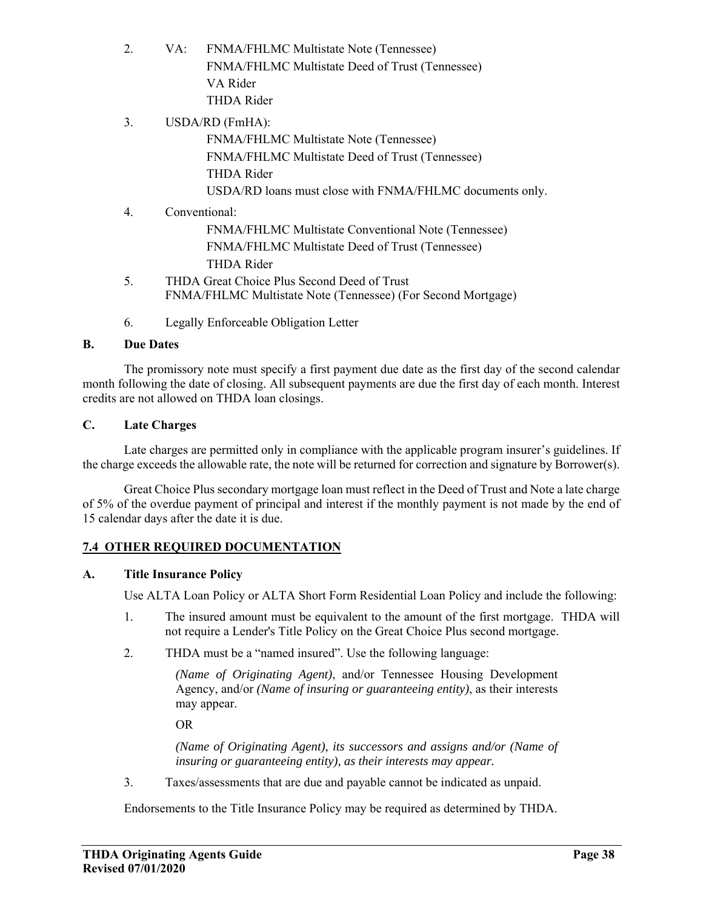2. VA: FNMA/FHLMC Multistate Note (Tennessee)
   FNMA/FHLMC Multistate Deed of Trust (Tennessee)
   VA Rider
   THDA Rider

3. USDA/RD (FmHA):
   FNMA/FHLMC Multistate Note (Tennessee)
   FNMA/FHLMC Multistate Deed of Trust (Tennessee)
   THDA Rider
   USDA/RD loans must close with FNMA/FHLMC documents only.

4. Conventional:
   FNMA/FHLMC Multistate Conventional Note (Tennessee)
   FNMA/FHLMC Multistate Deed of Trust (Tennessee)
   THDA Rider

5. THDA Great Choice Plus Second Deed of Trust
   FNMA/FHLMC Multistate Note (Tennessee) (For Second Mortgage)

6. Legally Enforceable Obligation Letter

**B. Due Dates**

The promissory note must specify a first payment due date as the first day of the second calendar month following the date of closing. All subsequent payments are due the first day of each month. Interest credits are not allowed on THDA loan closings.

**C. Late Charges**

Late charges are permitted only in compliance with the applicable program insurer's guidelines. If the charge exceeds the allowable rate, the note will be returned for correction and signature by Borrower(s).

Great Choice Plus secondary mortgage loan must reflect in the Deed of Trust and Note a late charge of 5% of the overdue payment of principal and interest if the monthly payment is not made by the end of 15 calendar days after the date it is due.

## 7.4 OTHER REQUIRED DOCUMENTATION

**A. Title Insurance Policy**

Use ALTA Loan Policy or ALTA Short Form Residential Loan Policy and include the following:

1. The insured amount must be equivalent to the amount of the first mortgage. THDA will not require a Lender's Title Policy on the Great Choice Plus second mortgage.

2. THDA must be a "named insured". Use the following language:

   *(Name of Originating Agent)*, and/or Tennessee Housing Development Agency, and/or *(Name of insuring or guaranteeing entity)*, as their interests may appear.

   OR

   *(Name of Originating Agent), its successors and assigns and/or (Name of insuring or guaranteeing entity), as their interests may appear.*

3. Taxes/assessments that are due and payable cannot be indicated as unpaid.

Endorsements to the Title Insurance Policy may be required as determined by THDA.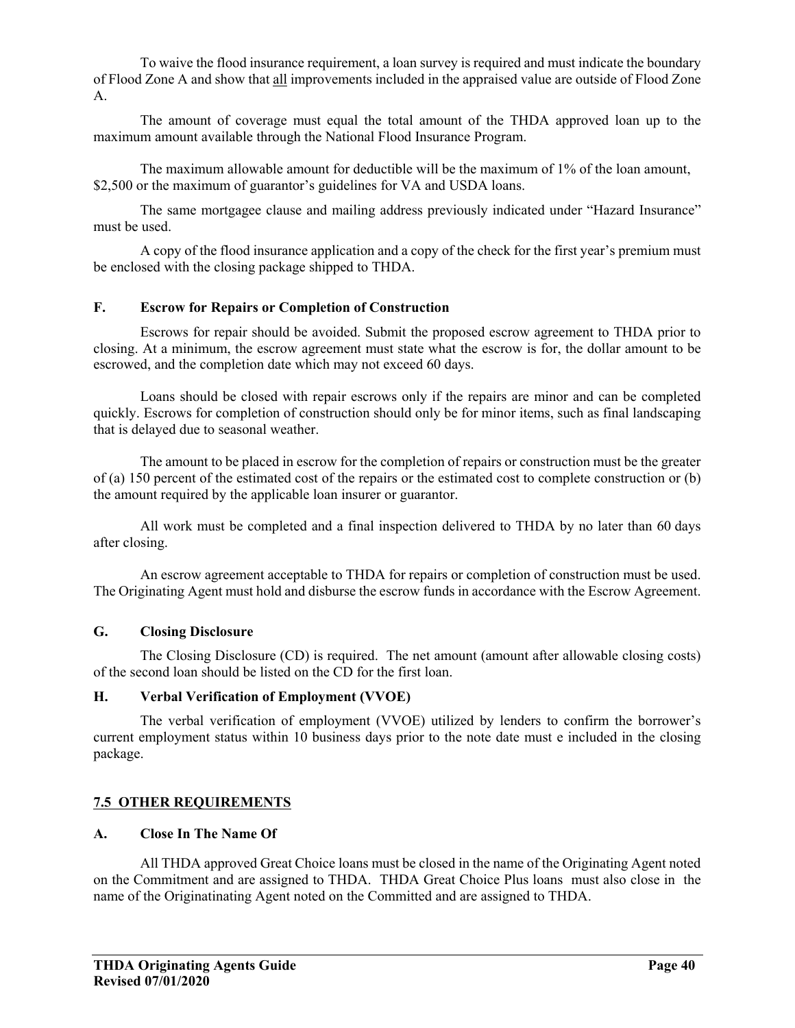To waive the flood insurance requirement, a loan survey is required and must indicate the boundary of Flood Zone A and show that all improvements included in the appraised value are outside of Flood Zone A.

The amount of coverage must equal the total amount of the THDA approved loan up to the maximum amount available through the National Flood Insurance Program.

The maximum allowable amount for deductible will be the maximum of 1% of the loan amount, $2,500 or the maximum of guarantor's guidelines for VA and USDA loans.

The same mortgagee clause and mailing address previously indicated under "Hazard Insurance" must be used.

A copy of the flood insurance application and a copy of the check for the first year's premium must be enclosed with the closing package shipped to THDA.

### F. Escrow for Repairs or Completion of Construction

Escrows for repair should be avoided. Submit the proposed escrow agreement to THDA prior to closing. At a minimum, the escrow agreement must state what the escrow is for, the dollar amount to be escrowed, and the completion date which may not exceed 60 days.

Loans should be closed with repair escrows only if the repairs are minor and can be completed quickly. Escrows for completion of construction should only be for minor items, such as final landscaping that is delayed due to seasonal weather.

The amount to be placed in escrow for the completion of repairs or construction must be the greater of (a) 150 percent of the estimated cost of the repairs or the estimated cost to complete construction or (b) the amount required by the applicable loan insurer or guarantor.

All work must be completed and a final inspection delivered to THDA by no later than 60 days after closing.

An escrow agreement acceptable to THDA for repairs or completion of construction must be used. The Originating Agent must hold and disburse the escrow funds in accordance with the Escrow Agreement.

### G. Closing Disclosure

The Closing Disclosure (CD) is required. The net amount (amount after allowable closing costs) of the second loan should be listed on the CD for the first loan.

### H. Verbal Verification of Employment (VVOE)

The verbal verification of employment (VVOE) utilized by lenders to confirm the borrower's current employment status within 10 business days prior to the note date must e included in the closing package.

## 7.5 OTHER REQUIREMENTS

### A. Close In The Name Of

All THDA approved Great Choice loans must be closed in the name of the Originating Agent noted on the Commitment and are assigned to THDA. THDA Great Choice Plus loans must also close in the name of the Originatinating Agent noted on the Committed and are assigned to THDA.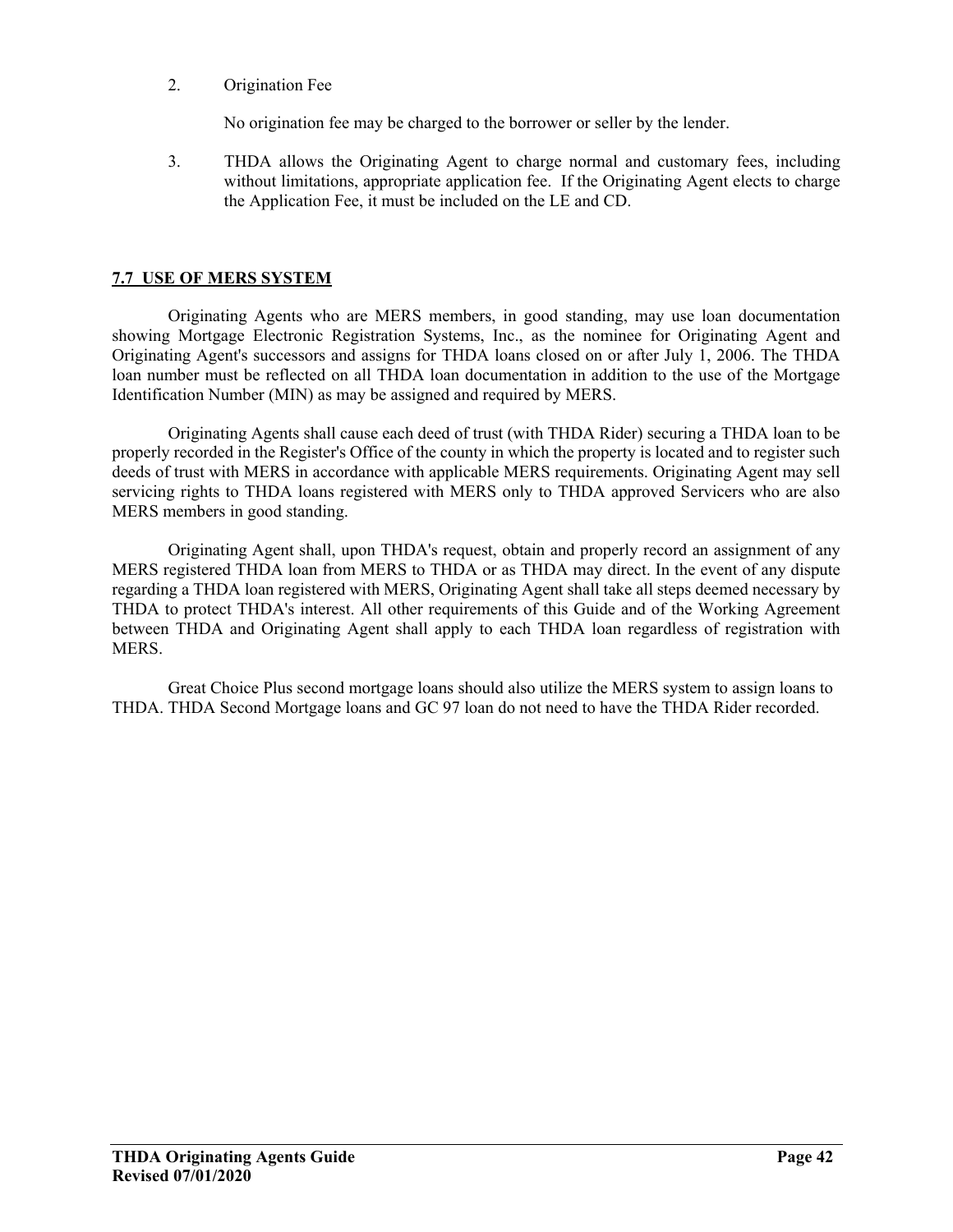2. Origination Fee

   No origination fee may be charged to the borrower or seller by the lender.

3. THDA allows the Originating Agent to charge normal and customary fees, including without limitations, appropriate application fee. If the Originating Agent elects to charge the Application Fee, it must be included on the LE and CD.

## 7.7 USE OF MERS SYSTEM

Originating Agents who are MERS members, in good standing, may use loan documentation showing Mortgage Electronic Registration Systems, Inc., as the nominee for Originating Agent and Originating Agent's successors and assigns for THDA loans closed on or after July 1, 2006. The THDA loan number must be reflected on all THDA loan documentation in addition to the use of the Mortgage Identification Number (MIN) as may be assigned and required by MERS.

Originating Agents shall cause each deed of trust (with THDA Rider) securing a THDA loan to be properly recorded in the Register's Office of the county in which the property is located and to register such deeds of trust with MERS in accordance with applicable MERS requirements. Originating Agent may sell servicing rights to THDA loans registered with MERS only to THDA approved Servicers who are also MERS members in good standing.

Originating Agent shall, upon THDA's request, obtain and properly record an assignment of any MERS registered THDA loan from MERS to THDA or as THDA may direct. In the event of any dispute regarding a THDA loan registered with MERS, Originating Agent shall take all steps deemed necessary by THDA to protect THDA's interest. All other requirements of this Guide and of the Working Agreement between THDA and Originating Agent shall apply to each THDA loan regardless of registration with MERS.

Great Choice Plus second mortgage loans should also utilize the MERS system to assign loans to THDA. THDA Second Mortgage loans and GC 97 loan do not need to have the THDA Rider recorded.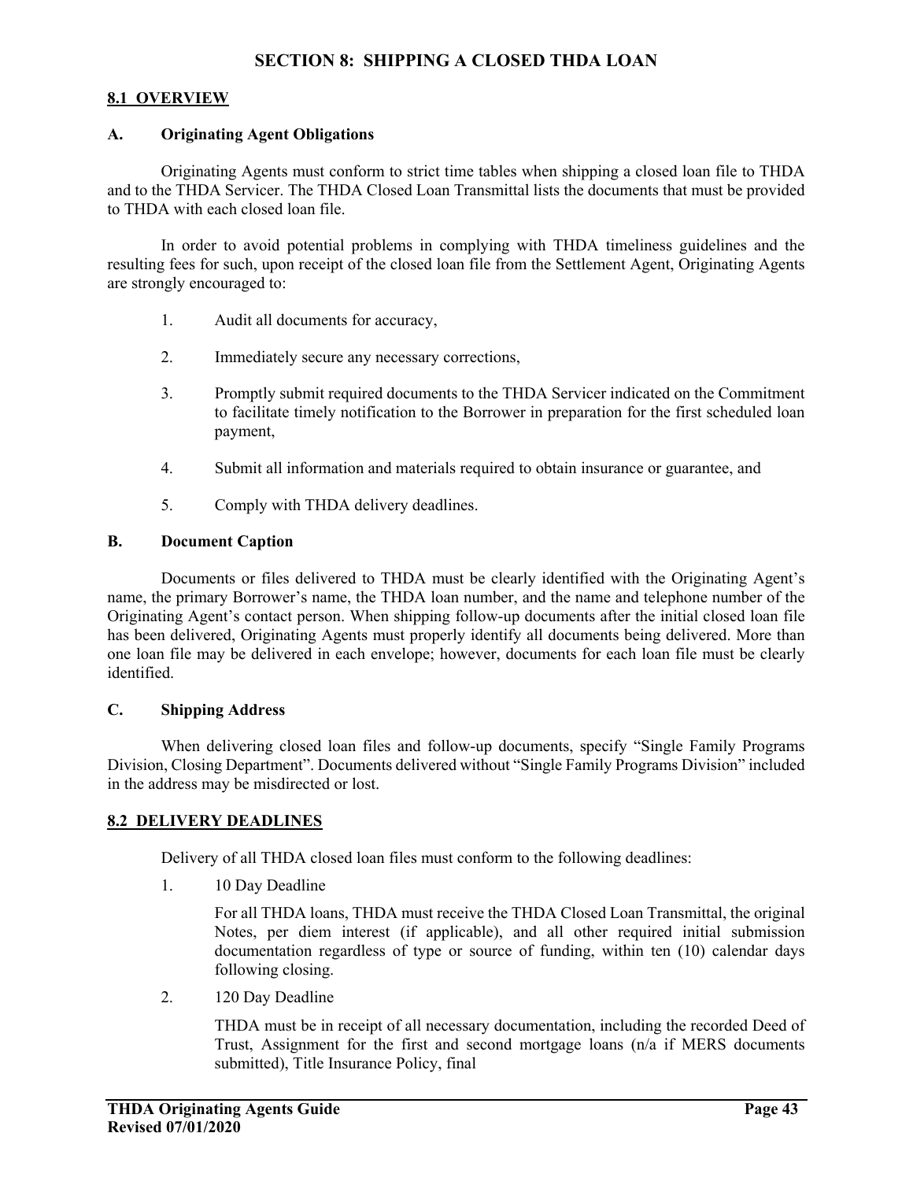# SECTION 8: SHIPPING A CLOSED THDA LOAN

## 8.1 OVERVIEW

### A. Originating Agent Obligations

Originating Agents must conform to strict time tables when shipping a closed loan file to THDA and to the THDA Servicer. The THDA Closed Loan Transmittal lists the documents that must be provided to THDA with each closed loan file.

In order to avoid potential problems in complying with THDA timeliness guidelines and the resulting fees for such, upon receipt of the closed loan file from the Settlement Agent, Originating Agents are strongly encouraged to:

1. Audit all documents for accuracy,
2. Immediately secure any necessary corrections,
3. Promptly submit required documents to the THDA Servicer indicated on the Commitment to facilitate timely notification to the Borrower in preparation for the first scheduled loan payment,
4. Submit all information and materials required to obtain insurance or guarantee, and
5. Comply with THDA delivery deadlines.

### B. Document Caption

Documents or files delivered to THDA must be clearly identified with the Originating Agent's name, the primary Borrower's name, the THDA loan number, and the name and telephone number of the Originating Agent's contact person. When shipping follow-up documents after the initial closed loan file has been delivered, Originating Agents must properly identify all documents being delivered. More than one loan file may be delivered in each envelope; however, documents for each loan file must be clearly identified.

### C. Shipping Address

When delivering closed loan files and follow-up documents, specify "Single Family Programs Division, Closing Department". Documents delivered without "Single Family Programs Division" included in the address may be misdirected or lost.

## 8.2 DELIVERY DEADLINES

Delivery of all THDA closed loan files must conform to the following deadlines:

1. 10 Day Deadline

   For all THDA loans, THDA must receive the THDA Closed Loan Transmittal, the original Notes, per diem interest (if applicable), and all other required initial submission documentation regardless of type or source of funding, within ten (10) calendar days following closing.

2. 120 Day Deadline

   THDA must be in receipt of all necessary documentation, including the recorded Deed of Trust, Assignment for the first and second mortgage loans (n/a if MERS documents submitted), Title Insurance Policy, final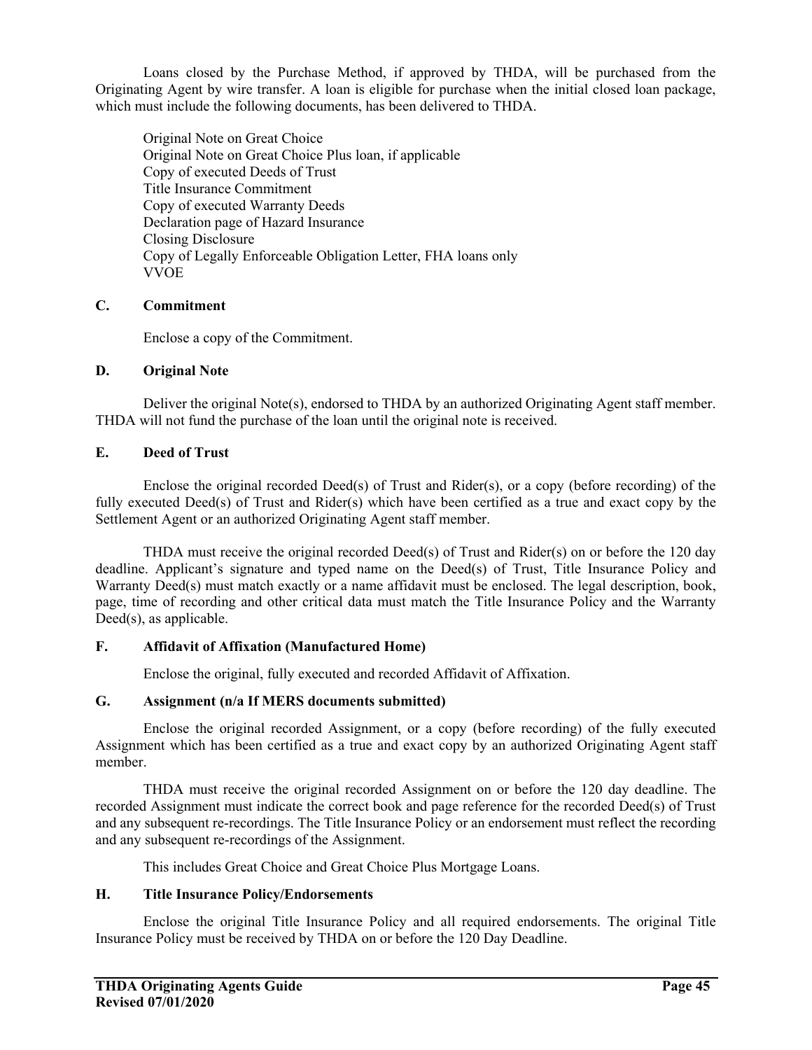Loans closed by the Purchase Method, if approved by THDA, will be purchased from the Originating Agent by wire transfer. A loan is eligible for purchase when the initial closed loan package, which must include the following documents, has been delivered to THDA.

Original Note on Great Choice
Original Note on Great Choice Plus loan, if applicable
Copy of executed Deeds of Trust
Title Insurance Commitment
Copy of executed Warranty Deeds
Declaration page of Hazard Insurance
Closing Disclosure
Copy of Legally Enforceable Obligation Letter, FHA loans only
VVOE

**C. Commitment**

Enclose a copy of the Commitment.

**D. Original Note**

Deliver the original Note(s), endorsed to THDA by an authorized Originating Agent staff member. THDA will not fund the purchase of the loan until the original note is received.

**E. Deed of Trust**

Enclose the original recorded Deed(s) of Trust and Rider(s), or a copy (before recording) of the fully executed Deed(s) of Trust and Rider(s) which have been certified as a true and exact copy by the Settlement Agent or an authorized Originating Agent staff member.

THDA must receive the original recorded Deed(s) of Trust and Rider(s) on or before the 120 day deadline. Applicant's signature and typed name on the Deed(s) of Trust, Title Insurance Policy and Warranty Deed(s) must match exactly or a name affidavit must be enclosed. The legal description, book, page, time of recording and other critical data must match the Title Insurance Policy and the Warranty Deed(s), as applicable.

**F. Affidavit of Affixation (Manufactured Home)**

Enclose the original, fully executed and recorded Affidavit of Affixation.

**G. Assignment (n/a If MERS documents submitted)**

Enclose the original recorded Assignment, or a copy (before recording) of the fully executed Assignment which has been certified as a true and exact copy by an authorized Originating Agent staff member.

THDA must receive the original recorded Assignment on or before the 120 day deadline. The recorded Assignment must indicate the correct book and page reference for the recorded Deed(s) of Trust and any subsequent re-recordings. The Title Insurance Policy or an endorsement must reflect the recording and any subsequent re-recordings of the Assignment.

This includes Great Choice and Great Choice Plus Mortgage Loans.

**H. Title Insurance Policy/Endorsements**

Enclose the original Title Insurance Policy and all required endorsements. The original Title Insurance Policy must be received by THDA on or before the 120 Day Deadline.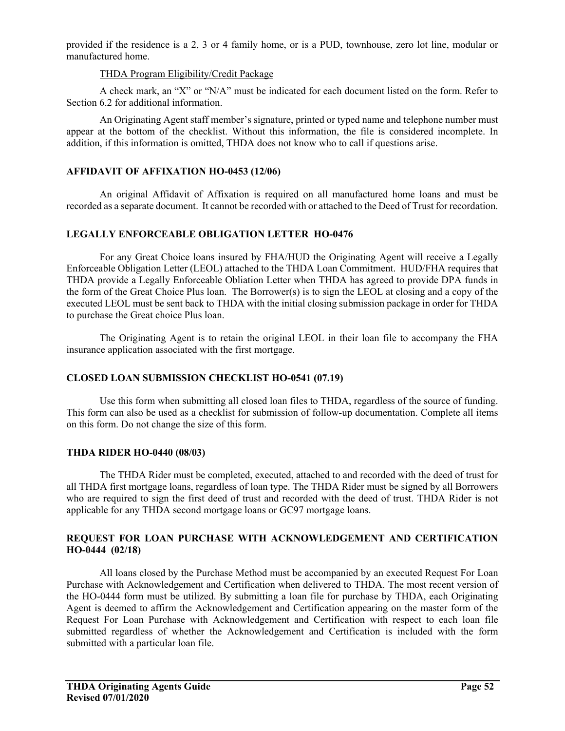provided if the residence is a 2, 3 or 4 family home, or is a PUD, townhouse, zero lot line, modular or manufactured home.

THDA Program Eligibility/Credit Package

A check mark, an "X" or "N/A" must be indicated for each document listed on the form. Refer to Section 6.2 for additional information.

An Originating Agent staff member's signature, printed or typed name and telephone number must appear at the bottom of the checklist. Without this information, the file is considered incomplete. In addition, if this information is omitted, THDA does not know who to call if questions arise.

**AFFIDAVIT OF AFFIXATION HO-0453 (12/06)**

An original Affidavit of Affixation is required on all manufactured home loans and must be recorded as a separate document. It cannot be recorded with or attached to the Deed of Trust for recordation.

**LEGALLY ENFORCEABLE OBLIGATION LETTER HO-0476**

For any Great Choice loans insured by FHA/HUD the Originating Agent will receive a Legally Enforceable Obligation Letter (LEOL) attached to the THDA Loan Commitment. HUD/FHA requires that THDA provide a Legally Enforceable Obliation Letter when THDA has agreed to provide DPA funds in the form of the Great Choice Plus loan. The Borrower(s) is to sign the LEOL at closing and a copy of the executed LEOL must be sent back to THDA with the initial closing submission package in order for THDA to purchase the Great choice Plus loan.

The Originating Agent is to retain the original LEOL in their loan file to accompany the FHA insurance application associated with the first mortgage.

**CLOSED LOAN SUBMISSION CHECKLIST HO-0541 (07.19)**

Use this form when submitting all closed loan files to THDA, regardless of the source of funding. This form can also be used as a checklist for submission of follow-up documentation. Complete all items on this form. Do not change the size of this form.

**THDA RIDER HO-0440 (08/03)**

The THDA Rider must be completed, executed, attached to and recorded with the deed of trust for all THDA first mortgage loans, regardless of loan type. The THDA Rider must be signed by all Borrowers who are required to sign the first deed of trust and recorded with the deed of trust. THDA Rider is not applicable for any THDA second mortgage loans or GC97 mortgage loans.

**REQUEST FOR LOAN PURCHASE WITH ACKNOWLEDGEMENT AND CERTIFICATION HO-0444 (02/18)**

All loans closed by the Purchase Method must be accompanied by an executed Request For Loan Purchase with Acknowledgement and Certification when delivered to THDA. The most recent version of the HO-0444 form must be utilized. By submitting a loan file for purchase by THDA, each Originating Agent is deemed to affirm the Acknowledgement and Certification appearing on the master form of the Request For Loan Purchase with Acknowledgement and Certification with respect to each loan file submitted regardless of whether the Acknowledgement and Certification is included with the form submitted with a particular loan file.